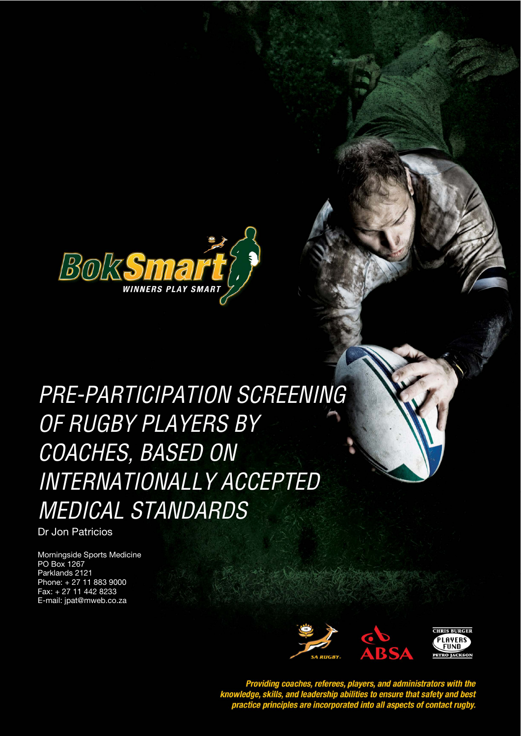BokSmart

WINNERS PLAY SMART

# PRE-PARTICIPATION SCREENING OF RUGBY PLAYERS BY COACHES, BASED ON INTERNATIONALLY ACCEPTED MEDICAL STANDARDS

Dr Jon Patricios

Morningside Sports Medicine
PO Box 1267
Parklands 2121
Phone: + 27 11 883 9000
Fax: + 27 11 442 8233
E-mail: jpat@mweb.co.za

SA RUGBY ABSA CHRIS BURGER PLAYERS FUND PETRO JACKSON

***Providing coaches, referees, players, and administrators with the knowledge, skills, and leadership abilities to ensure that safety and best practice principles are incorporated into all aspects of contact rugby.***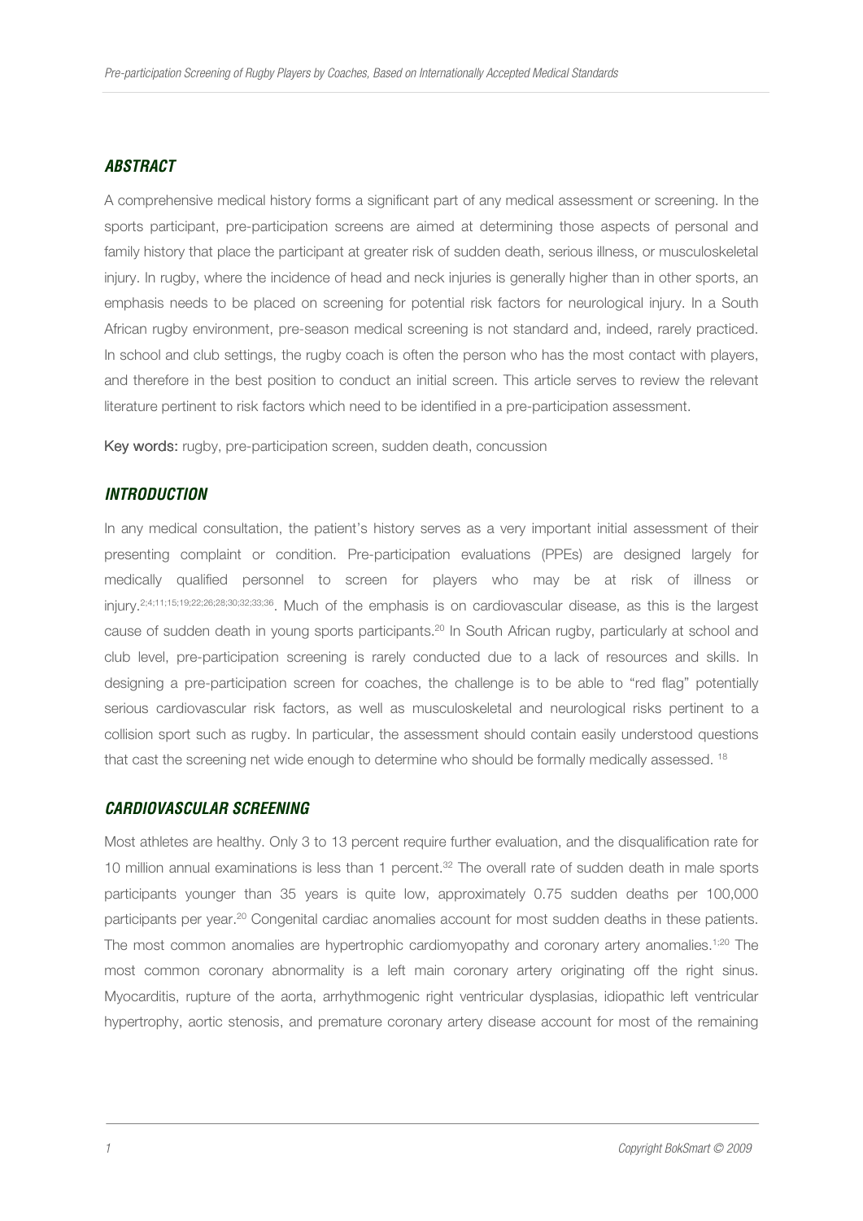### *ABSTRACT*

A comprehensive medical history forms a significant part of any medical assessment or screening. In the sports participant, pre-participation screens are aimed at determining those aspects of personal and family history that place the participant at greater risk of sudden death, serious illness, or musculoskeletal injury. In rugby, where the incidence of head and neck injuries is generally higher than in other sports, an emphasis needs to be placed on screening for potential risk factors for neurological injury. In a South African rugby environment, pre-season medical screening is not standard and, indeed, rarely practiced. In school and club settings, the rugby coach is often the person who has the most contact with players, and therefore in the best position to conduct an initial screen. This article serves to review the relevant literature pertinent to risk factors which need to be identified in a pre-participation assessment.

**Key words:** rugby, pre-participation screen, sudden death, concussion

### *INTRODUCTION*

In any medical consultation, the patient's history serves as a very important initial assessment of their presenting complaint or condition. Pre-participation evaluations (PPEs) are designed largely for medically qualified personnel to screen for players who may be at risk of illness or injury.[2;4;11;15;19;22;26;28;30;32;33;36]. Much of the emphasis is on cardiovascular disease, as this is the largest cause of sudden death in young sports participants.[20] In South African rugby, particularly at school and club level, pre-participation screening is rarely conducted due to a lack of resources and skills. In designing a pre-participation screen for coaches, the challenge is to be able to "red flag" potentially serious cardiovascular risk factors, as well as musculoskeletal and neurological risks pertinent to a collision sport such as rugby. In particular, the assessment should contain easily understood questions that cast the screening net wide enough to determine who should be formally medically assessed. [18]

### *CARDIOVASCULAR SCREENING*

Most athletes are healthy. Only 3 to 13 percent require further evaluation, and the disqualification rate for 10 million annual examinations is less than 1 percent.[32] The overall rate of sudden death in male sports participants younger than 35 years is quite low, approximately 0.75 sudden deaths per 100,000 participants per year.[20] Congenital cardiac anomalies account for most sudden deaths in these patients. The most common anomalies are hypertrophic cardiomyopathy and coronary artery anomalies.[1;20] The most common coronary abnormality is a left main coronary artery originating off the right sinus. Myocarditis, rupture of the aorta, arrhythmogenic right ventricular dysplasias, idiopathic left ventricular hypertrophy, aortic stenosis, and premature coronary artery disease account for most of the remaining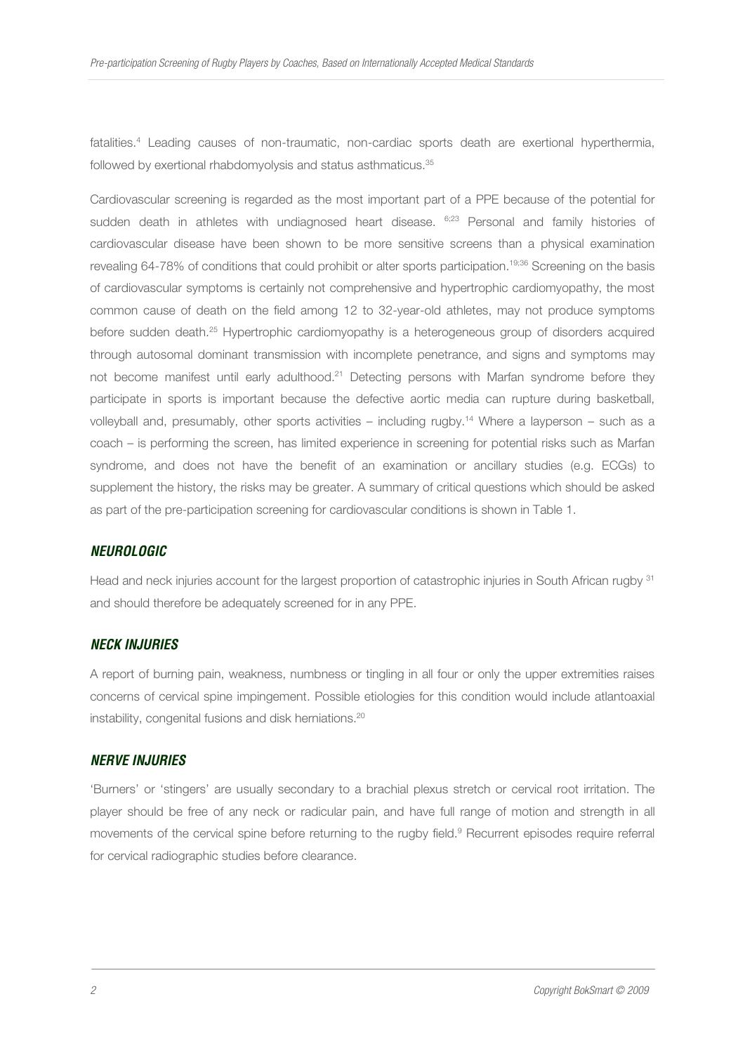fatalities.[4] Leading causes of non-traumatic, non-cardiac sports death are exertional hyperthermia, followed by exertional rhabdomyolysis and status asthmaticus.[35]

Cardiovascular screening is regarded as the most important part of a PPE because of the potential for sudden death in athletes with undiagnosed heart disease. [6;23] Personal and family histories of cardiovascular disease have been shown to be more sensitive screens than a physical examination revealing 64-78% of conditions that could prohibit or alter sports participation.[19;36] Screening on the basis of cardiovascular symptoms is certainly not comprehensive and hypertrophic cardiomyopathy, the most common cause of death on the field among 12 to 32-year-old athletes, may not produce symptoms before sudden death.[25] Hypertrophic cardiomyopathy is a heterogeneous group of disorders acquired through autosomal dominant transmission with incomplete penetrance, and signs and symptoms may not become manifest until early adulthood.[21] Detecting persons with Marfan syndrome before they participate in sports is important because the defective aortic media can rupture during basketball, volleyball and, presumably, other sports activities – including rugby.[14] Where a layperson – such as a coach – is performing the screen, has limited experience in screening for potential risks such as Marfan syndrome, and does not have the benefit of an examination or ancillary studies (e.g. ECGs) to supplement the history, the risks may be greater. A summary of critical questions which should be asked as part of the pre-participation screening for cardiovascular conditions is shown in Table 1.

### *NEUROLOGIC*

Head and neck injuries account for the largest proportion of catastrophic injuries in South African rugby [31] and should therefore be adequately screened for in any PPE.

### *NECK INJURIES*

A report of burning pain, weakness, numbness or tingling in all four or only the upper extremities raises concerns of cervical spine impingement. Possible etiologies for this condition would include atlantoaxial instability, congenital fusions and disk herniations.[20]

### *NERVE INJURIES*

'Burners' or 'stingers' are usually secondary to a brachial plexus stretch or cervical root irritation. The player should be free of any neck or radicular pain, and have full range of motion and strength in all movements of the cervical spine before returning to the rugby field.[9] Recurrent episodes require referral for cervical radiographic studies before clearance.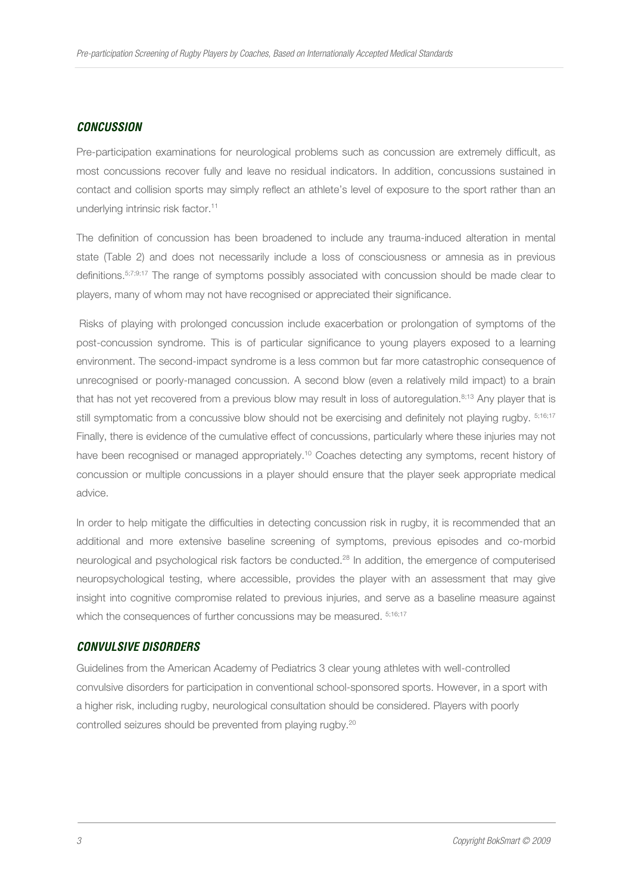## *CONCUSSION*

Pre-participation examinations for neurological problems such as concussion are extremely difficult, as most concussions recover fully and leave no residual indicators. In addition, concussions sustained in contact and collision sports may simply reflect an athlete's level of exposure to the sport rather than an underlying intrinsic risk factor.[11]

The definition of concussion has been broadened to include any trauma-induced alteration in mental state (Table 2) and does not necessarily include a loss of consciousness or amnesia as in previous definitions.[5;7;9;17] The range of symptoms possibly associated with concussion should be made clear to players, many of whom may not have recognised or appreciated their significance.

Risks of playing with prolonged concussion include exacerbation or prolongation of symptoms of the post-concussion syndrome. This is of particular significance to young players exposed to a learning environment. The second-impact syndrome is a less common but far more catastrophic consequence of unrecognised or poorly-managed concussion. A second blow (even a relatively mild impact) to a brain that has not yet recovered from a previous blow may result in loss of autoregulation.[8;13] Any player that is still symptomatic from a concussive blow should not be exercising and definitely not playing rugby.[5;16;17] Finally, there is evidence of the cumulative effect of concussions, particularly where these injuries may not have been recognised or managed appropriately.[10] Coaches detecting any symptoms, recent history of concussion or multiple concussions in a player should ensure that the player seek appropriate medical advice.

In order to help mitigate the difficulties in detecting concussion risk in rugby, it is recommended that an additional and more extensive baseline screening of symptoms, previous episodes and co-morbid neurological and psychological risk factors be conducted.[28] In addition, the emergence of computerised neuropsychological testing, where accessible, provides the player with an assessment that may give insight into cognitive compromise related to previous injuries, and serve as a baseline measure against which the consequences of further concussions may be measured.[5;16;17]

## *CONVULSIVE DISORDERS*

Guidelines from the American Academy of Pediatrics 3 clear young athletes with well-controlled convulsive disorders for participation in conventional school-sponsored sports. However, in a sport with a higher risk, including rugby, neurological consultation should be considered. Players with poorly controlled seizures should be prevented from playing rugby.[20]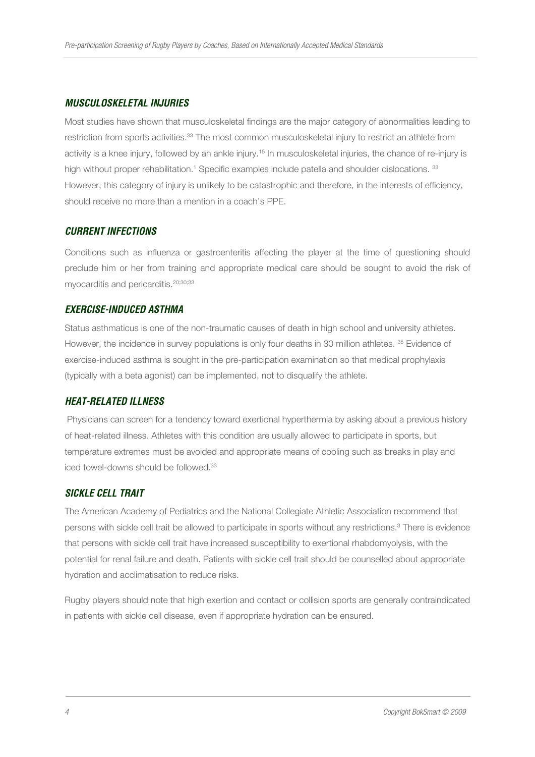### *MUSCULOSKELETAL INJURIES*

Most studies have shown that musculoskeletal findings are the major category of abnormalities leading to restriction from sports activities.[33] The most common musculoskeletal injury to restrict an athlete from activity is a knee injury, followed by an ankle injury.[15] In musculoskeletal injuries, the chance of re-injury is high without proper rehabilitation.[1] Specific examples include patella and shoulder dislocations. [33] However, this category of injury is unlikely to be catastrophic and therefore, in the interests of efficiency, should receive no more than a mention in a coach's PPE.

### *CURRENT INFECTIONS*

Conditions such as influenza or gastroenteritis affecting the player at the time of questioning should preclude him or her from training and appropriate medical care should be sought to avoid the risk of myocarditis and pericarditis.[20;30;33]

### *EXERCISE-INDUCED ASTHMA*

Status asthmaticus is one of the non-traumatic causes of death in high school and university athletes. However, the incidence in survey populations is only four deaths in 30 million athletes. [35] Evidence of exercise-induced asthma is sought in the pre-participation examination so that medical prophylaxis (typically with a beta agonist) can be implemented, not to disqualify the athlete.

### *HEAT-RELATED ILLNESS*

Physicians can screen for a tendency toward exertional hyperthermia by asking about a previous history of heat-related illness. Athletes with this condition are usually allowed to participate in sports, but temperature extremes must be avoided and appropriate means of cooling such as breaks in play and iced towel-downs should be followed.[33]

### *SICKLE CELL TRAIT*

The American Academy of Pediatrics and the National Collegiate Athletic Association recommend that persons with sickle cell trait be allowed to participate in sports without any restrictions.[3] There is evidence that persons with sickle cell trait have increased susceptibility to exertional rhabdomyolysis, with the potential for renal failure and death. Patients with sickle cell trait should be counselled about appropriate hydration and acclimatisation to reduce risks.

Rugby players should note that high exertion and contact or collision sports are generally contraindicated in patients with sickle cell disease, even if appropriate hydration can be ensured.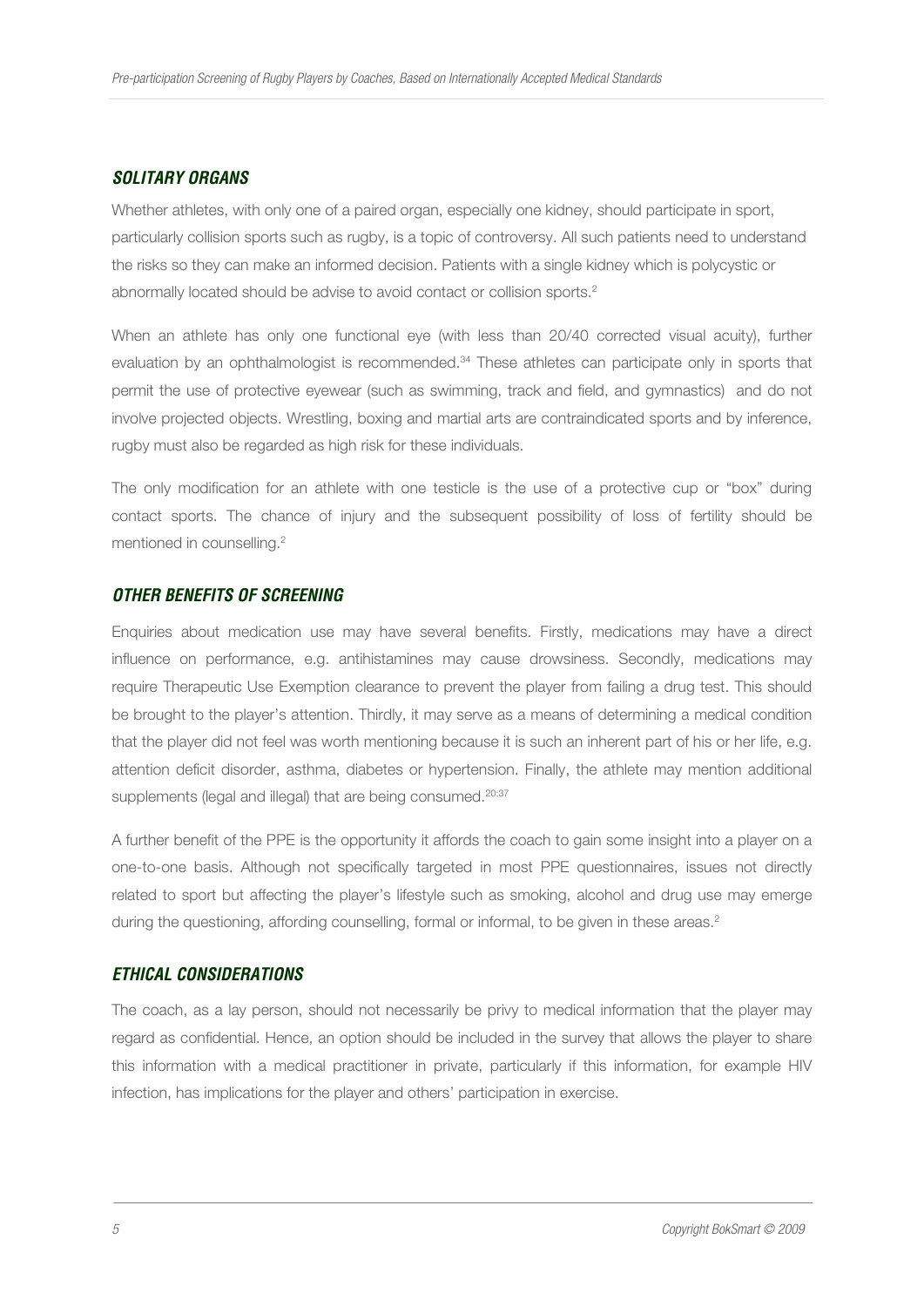## SOLITARY ORGANS

Whether athletes, with only one of a paired organ, especially one kidney, should participate in sport, particularly collision sports such as rugby, is a topic of controversy. All such patients need to understand the risks so they can make an informed decision. Patients with a single kidney which is polycystic or abnormally located should be advise to avoid contact or collision sports.[2]

When an athlete has only one functional eye (with less than 20/40 corrected visual acuity), further evaluation by an ophthalmologist is recommended.[34] These athletes can participate only in sports that permit the use of protective eyewear (such as swimming, track and field, and gymnastics) and do not involve projected objects. Wrestling, boxing and martial arts are contraindicated sports and by inference, rugby must also be regarded as high risk for these individuals.

The only modification for an athlete with one testicle is the use of a protective cup or "box" during contact sports. The chance of injury and the subsequent possibility of loss of fertility should be mentioned in counselling.[2]

## OTHER BENEFITS OF SCREENING

Enquiries about medication use may have several benefits. Firstly, medications may have a direct influence on performance, e.g. antihistamines may cause drowsiness. Secondly, medications may require Therapeutic Use Exemption clearance to prevent the player from failing a drug test. This should be brought to the player's attention. Thirdly, it may serve as a means of determining a medical condition that the player did not feel was worth mentioning because it is such an inherent part of his or her life, e.g. attention deficit disorder, asthma, diabetes or hypertension. Finally, the athlete may mention additional supplements (legal and illegal) that are being consumed.[20;37]

A further benefit of the PPE is the opportunity it affords the coach to gain some insight into a player on a one-to-one basis. Although not specifically targeted in most PPE questionnaires, issues not directly related to sport but affecting the player's lifestyle such as smoking, alcohol and drug use may emerge during the questioning, affording counselling, formal or informal, to be given in these areas.[2]

## ETHICAL CONSIDERATIONS

The coach, as a lay person, should not necessarily be privy to medical information that the player may regard as confidential. Hence, an option should be included in the survey that allows the player to share this information with a medical practitioner in private, particularly if this information, for example HIV infection, has implications for the player and others' participation in exercise.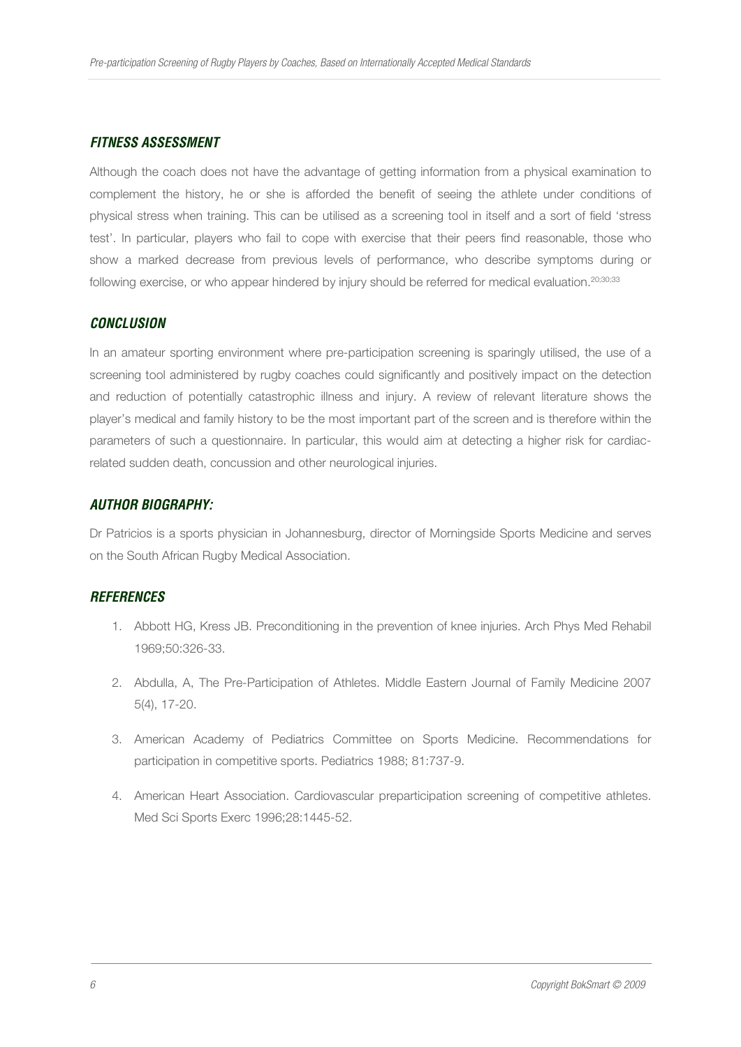## *FITNESS ASSESSMENT*

Although the coach does not have the advantage of getting information from a physical examination to complement the history, he or she is afforded the benefit of seeing the athlete under conditions of physical stress when training. This can be utilised as a screening tool in itself and a sort of field 'stress test'. In particular, players who fail to cope with exercise that their peers find reasonable, those who show a marked decrease from previous levels of performance, who describe symptoms during or following exercise, or who appear hindered by injury should be referred for medical evaluation.[20;30;33]

## *CONCLUSION*

In an amateur sporting environment where pre-participation screening is sparingly utilised, the use of a screening tool administered by rugby coaches could significantly and positively impact on the detection and reduction of potentially catastrophic illness and injury. A review of relevant literature shows the player's medical and family history to be the most important part of the screen and is therefore within the parameters of such a questionnaire. In particular, this would aim at detecting a higher risk for cardiac-related sudden death, concussion and other neurological injuries.

## *AUTHOR BIOGRAPHY:*

Dr Patricios is a sports physician in Johannesburg, director of Morningside Sports Medicine and serves on the South African Rugby Medical Association.

## *REFERENCES*

1. Abbott HG, Kress JB. Preconditioning in the prevention of knee injuries. Arch Phys Med Rehabil 1969;50:326-33.
2. Abdulla, A, The Pre-Participation of Athletes. Middle Eastern Journal of Family Medicine 2007 5(4), 17-20.
3. American Academy of Pediatrics Committee on Sports Medicine. Recommendations for participation in competitive sports. Pediatrics 1988; 81:737-9.
4. American Heart Association. Cardiovascular preparticipation screening of competitive athletes. Med Sci Sports Exerc 1996;28:1445-52.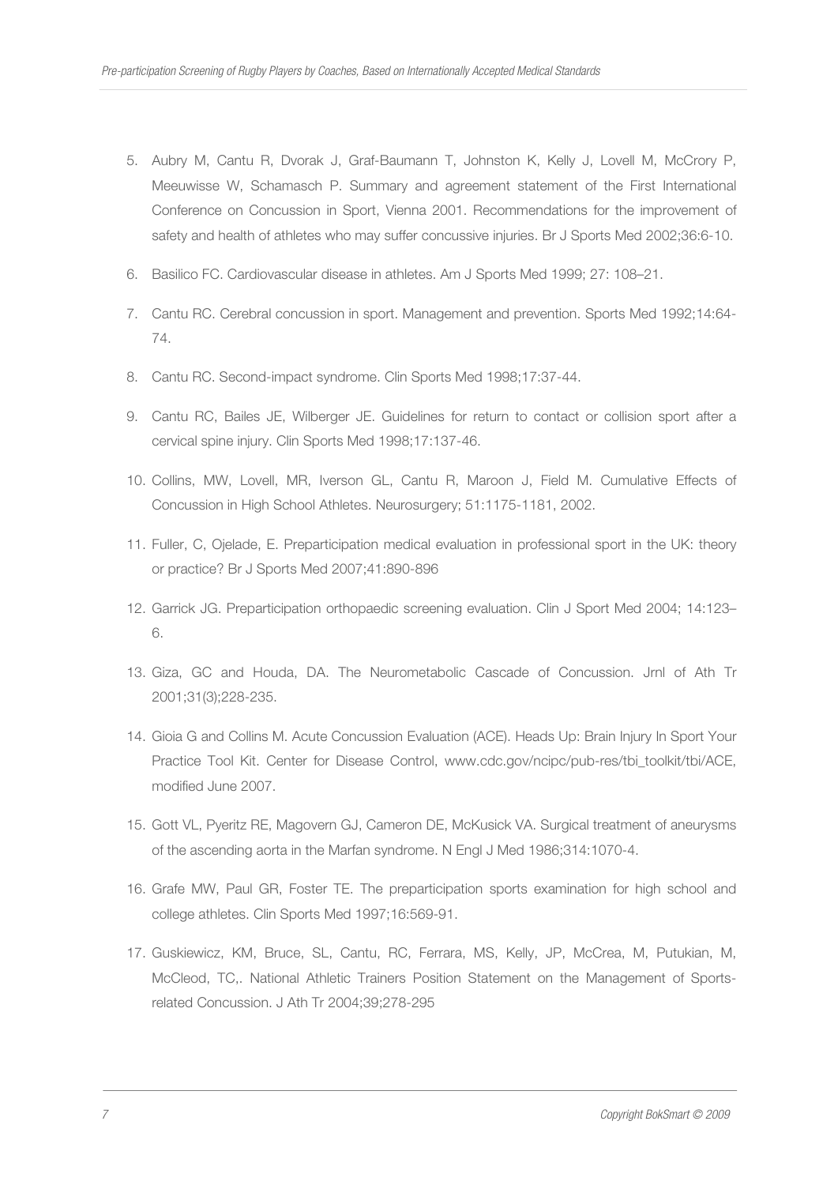5. Aubry M, Cantu R, Dvorak J, Graf-Baumann T, Johnston K, Kelly J, Lovell M, McCrory P, Meeuwisse W, Schamasch P. Summary and agreement statement of the First International Conference on Concussion in Sport, Vienna 2001. Recommendations for the improvement of safety and health of athletes who may suffer concussive injuries. Br J Sports Med 2002;36:6-10.

6. Basilico FC. Cardiovascular disease in athletes. Am J Sports Med 1999; 27: 108–21.

7. Cantu RC. Cerebral concussion in sport. Management and prevention. Sports Med 1992;14:64-74.

8. Cantu RC. Second-impact syndrome. Clin Sports Med 1998;17:37-44.

9. Cantu RC, Bailes JE, Wilberger JE. Guidelines for return to contact or collision sport after a cervical spine injury. Clin Sports Med 1998;17:137-46.

10. Collins, MW, Lovell, MR, Iverson GL, Cantu R, Maroon J, Field M. Cumulative Effects of Concussion in High School Athletes. Neurosurgery; 51:1175-1181, 2002.

11. Fuller, C, Ojelade, E. Preparticipation medical evaluation in professional sport in the UK: theory or practice? Br J Sports Med 2007;41:890-896

12. Garrick JG. Preparticipation orthopaedic screening evaluation. Clin J Sport Med 2004; 14:123–6.

13. Giza, GC and Houda, DA. The Neurometabolic Cascade of Concussion. Jrnl of Ath Tr 2001;31(3);228-235.

14. Gioia G and Collins M. Acute Concussion Evaluation (ACE). Heads Up: Brain Injury In Sport Your Practice Tool Kit. Center for Disease Control, www.cdc.gov/ncipc/pub-res/tbi_toolkit/tbi/ACE, modified June 2007.

15. Gott VL, Pyeritz RE, Magovern GJ, Cameron DE, McKusick VA. Surgical treatment of aneurysms of the ascending aorta in the Marfan syndrome. N Engl J Med 1986;314:1070-4.

16. Grafe MW, Paul GR, Foster TE. The preparticipation sports examination for high school and college athletes. Clin Sports Med 1997;16:569-91.

17. Guskiewicz, KM, Bruce, SL, Cantu, RC, Ferrara, MS, Kelly, JP, McCrea, M, Putukian, M, McCleod, TC,. National Athletic Trainers Position Statement on the Management of Sports-related Concussion. J Ath Tr 2004;39;278-295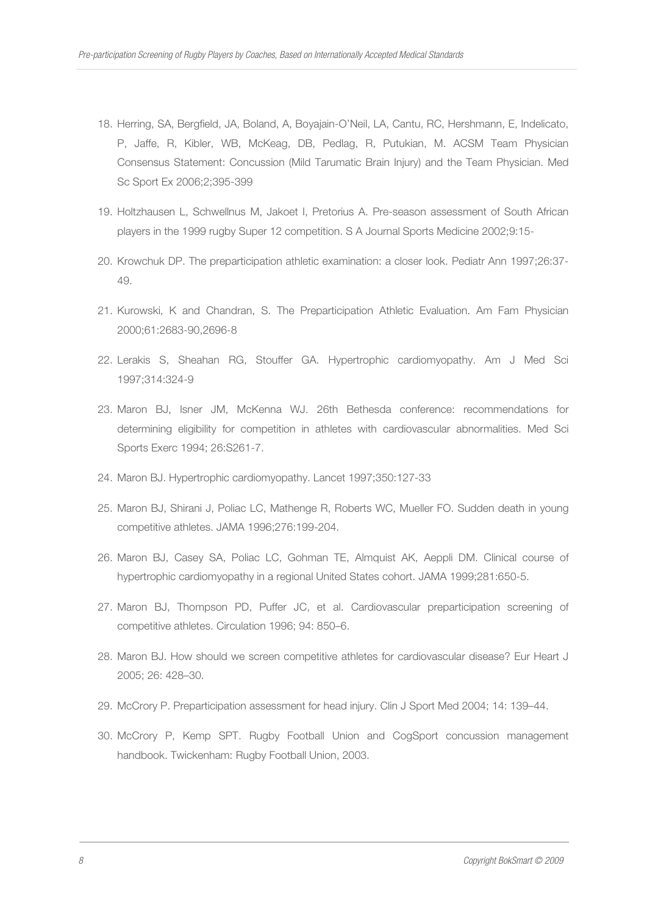18. Herring, SA, Bergfield, JA, Boland, A, Boyajain-O'Neil, LA, Cantu, RC, Hershmann, E, Indelicato, P, Jaffe, R, Kibler, WB, McKeag, DB, Pedlag, R, Putukian, M. ACSM Team Physician Consensus Statement: Concussion (Mild Tarumatic Brain Injury) and the Team Physician. Med Sc Sport Ex 2006;2;395-399

19. Holtzhausen L, Schwellnus M, Jakoet I, Pretorius A. Pre-season assessment of South African players in the 1999 rugby Super 12 competition. S A Journal Sports Medicine 2002;9:15-

20. Krowchuk DP. The preparticipation athletic examination: a closer look. Pediatr Ann 1997;26:37-49.

21. Kurowski, K and Chandran, S. The Preparticipation Athletic Evaluation. Am Fam Physician 2000;61:2683-90,2696-8

22. Lerakis S, Sheahan RG, Stouffer GA. Hypertrophic cardiomyopathy. Am J Med Sci 1997;314:324-9

23. Maron BJ, Isner JM, McKenna WJ. 26th Bethesda conference: recommendations for determining eligibility for competition in athletes with cardiovascular abnormalities. Med Sci Sports Exerc 1994; 26:S261-7.

24. Maron BJ. Hypertrophic cardiomyopathy. Lancet 1997;350:127-33

25. Maron BJ, Shirani J, Poliac LC, Mathenge R, Roberts WC, Mueller FO. Sudden death in young competitive athletes. JAMA 1996;276:199-204.

26. Maron BJ, Casey SA, Poliac LC, Gohman TE, Almquist AK, Aeppli DM. Clinical course of hypertrophic cardiomyopathy in a regional United States cohort. JAMA 1999;281:650-5.

27. Maron BJ, Thompson PD, Puffer JC, et al. Cardiovascular preparticipation screening of competitive athletes. Circulation 1996; 94: 850–6.

28. Maron BJ. How should we screen competitive athletes for cardiovascular disease? Eur Heart J 2005; 26: 428–30.

29. McCrory P. Preparticipation assessment for head injury. Clin J Sport Med 2004; 14: 139–44.

30. McCrory P, Kemp SPT. Rugby Football Union and CogSport concussion management handbook. Twickenham: Rugby Football Union, 2003.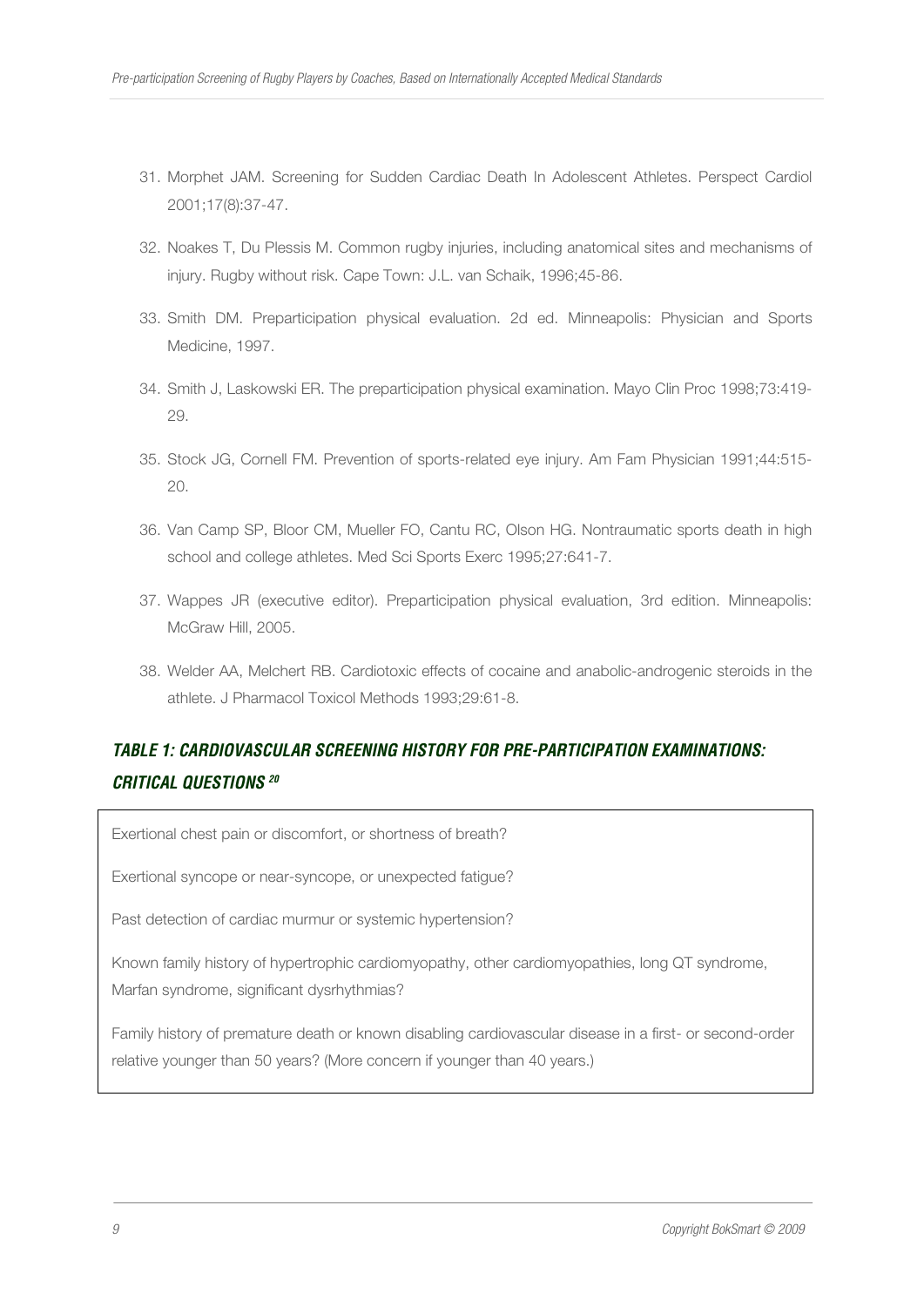31. Morphet JAM. Screening for Sudden Cardiac Death In Adolescent Athletes. Perspect Cardiol 2001;17(8):37-47.

32. Noakes T, Du Plessis M. Common rugby injuries, including anatomical sites and mechanisms of injury. Rugby without risk. Cape Town: J.L. van Schaik, 1996;45-86.

33. Smith DM. Preparticipation physical evaluation. 2d ed. Minneapolis: Physician and Sports Medicine, 1997.

34. Smith J, Laskowski ER. The preparticipation physical examination. Mayo Clin Proc 1998;73:419-29.

35. Stock JG, Cornell FM. Prevention of sports-related eye injury. Am Fam Physician 1991;44:515-20.

36. Van Camp SP, Bloor CM, Mueller FO, Cantu RC, Olson HG. Nontraumatic sports death in high school and college athletes. Med Sci Sports Exerc 1995;27:641-7.

37. Wappes JR (executive editor). Preparticipation physical evaluation, 3rd edition. Minneapolis: McGraw Hill, 2005.

38. Welder AA, Melchert RB. Cardiotoxic effects of cocaine and anabolic-androgenic steroids in the athlete. J Pharmacol Toxicol Methods 1993;29:61-8.

## *TABLE 1: CARDIOVASCULAR SCREENING HISTORY FOR PRE-PARTICIPATION EXAMINATIONS: CRITICAL QUESTIONS* [20]

| |
|---|
| Exertional chest pain or discomfort, or shortness of breath? |
| Exertional syncope or near-syncope, or unexpected fatigue? |
| Past detection of cardiac murmur or systemic hypertension? |
| Known family history of hypertrophic cardiomyopathy, other cardiomyopathies, long QT syndrome, Marfan syndrome, significant dysrhythmias? |
| Family history of premature death or known disabling cardiovascular disease in a first- or second-order relative younger than 50 years? (More concern if younger than 40 years.) |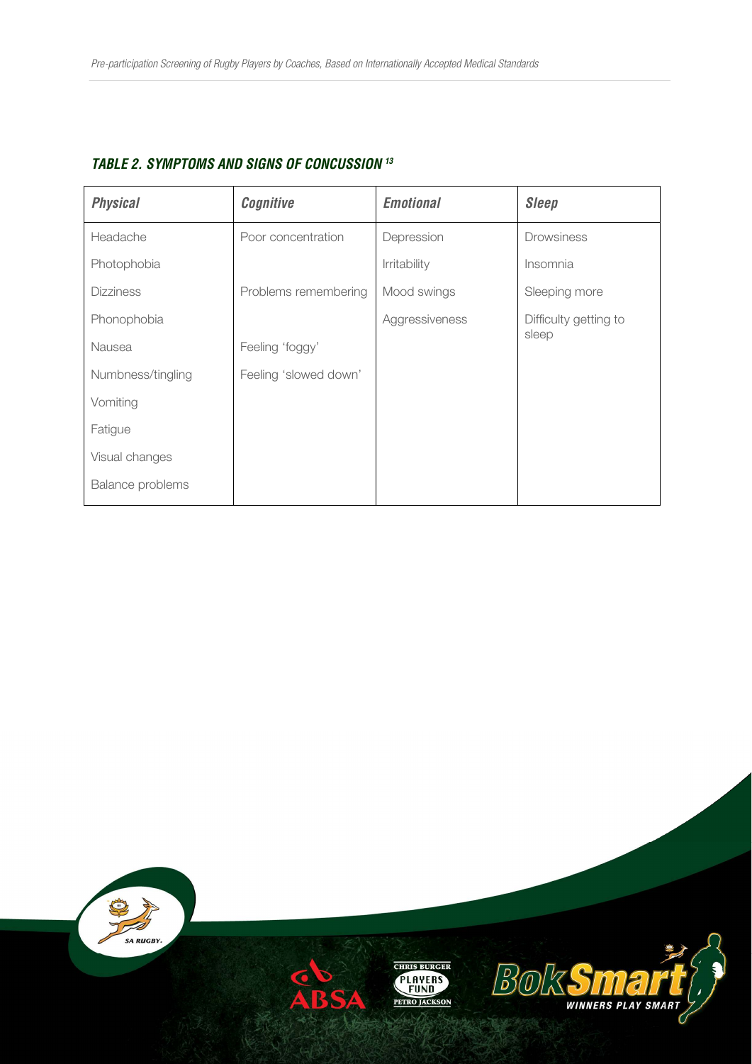### TABLE 2. SYMPTOMS AND SIGNS OF CONCUSSION [13]

| Physical | Cognitive | Emotional | Sleep |
|---|---|---|---|
| Headache | Poor concentration | Depression | Drowsiness |
| Photophobia | | Irritability | Insomnia |
| Dizziness | Problems remembering | Mood swings | Sleeping more |
| Phonophobia | | Aggressiveness | Difficulty getting to sleep |
| Nausea | Feeling 'foggy' | | |
| Numbness/tingling | Feeling 'slowed down' | | |
| Vomiting | | | |
| Fatigue | | | |
| Visual changes | | | |
| Balance problems | | | |